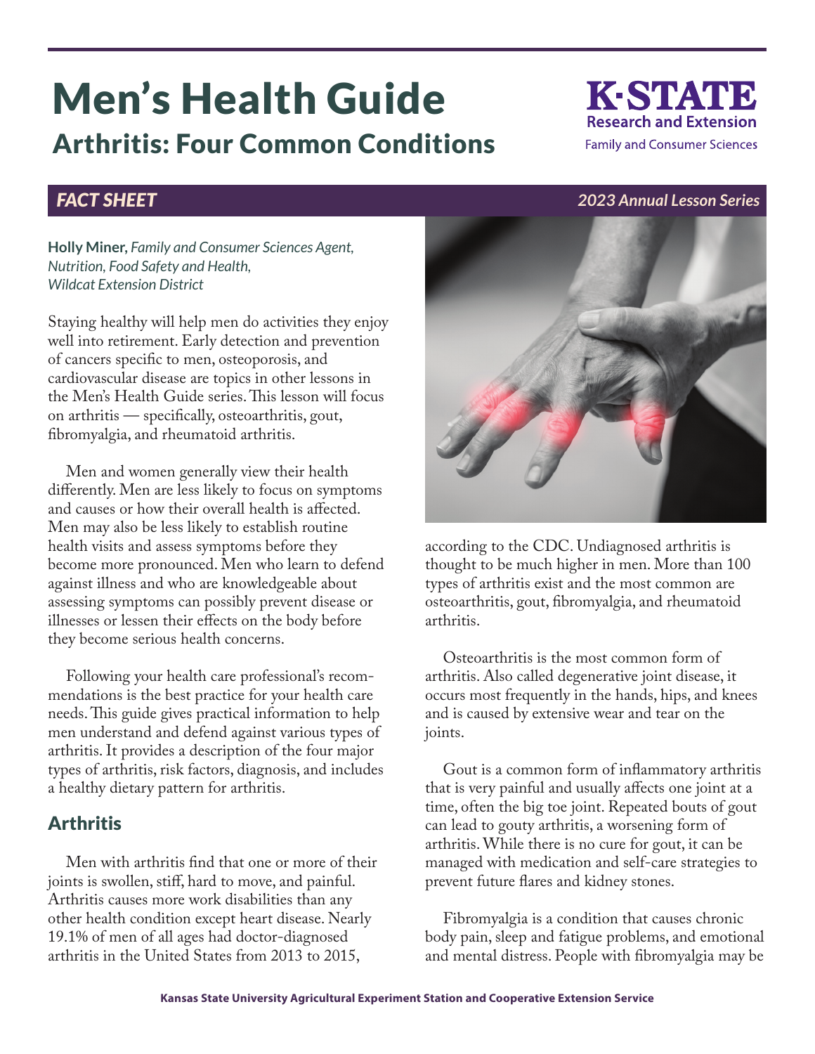# Men's Health Guide

## Arthritis: Four Common Conditions

K-STATE Research and Extension
Family and Consumer Sciences

*FACT SHEET* — *2023 Annual Lesson Series*

**Holly Miner**, *Family and Consumer Sciences Agent, Nutrition, Food Safety and Health, Wildcat Extension District*

Staying healthy will help men do activities they enjoy well into retirement. Early detection and prevention of cancers specific to men, osteoporosis, and cardiovascular disease are topics in other lessons in the Men's Health Guide series. This lesson will focus on arthritis — specifically, osteoarthritis, gout, fibromyalgia, and rheumatoid arthritis.

Men and women generally view their health differently. Men are less likely to focus on symptoms and causes or how their overall health is affected. Men may also be less likely to establish routine health visits and assess symptoms before they become more pronounced. Men who learn to defend against illness and who are knowledgeable about assessing symptoms can possibly prevent disease or illnesses or lessen their effects on the body before they become serious health concerns.

Following your health care professional's recommendations is the best practice for your health care needs. This guide gives practical information to help men understand and defend against various types of arthritis. It provides a description of the four major types of arthritis, risk factors, diagnosis, and includes a healthy dietary pattern for arthritis.

## Arthritis

Men with arthritis find that one or more of their joints is swollen, stiff, hard to move, and painful. Arthritis causes more work disabilities than any other health condition except heart disease. Nearly 19.1% of men of all ages had doctor-diagnosed arthritis in the United States from 2013 to 2015, according to the CDC. Undiagnosed arthritis is thought to be much higher in men. More than 100 types of arthritis exist and the most common are osteoarthritis, gout, fibromyalgia, and rheumatoid arthritis.

Osteoarthritis is the most common form of arthritis. Also called degenerative joint disease, it occurs most frequently in the hands, hips, and knees and is caused by extensive wear and tear on the joints.

Gout is a common form of inflammatory arthritis that is very painful and usually affects one joint at a time, often the big toe joint. Repeated bouts of gout can lead to gouty arthritis, a worsening form of arthritis. While there is no cure for gout, it can be managed with medication and self-care strategies to prevent future flares and kidney stones.

Fibromyalgia is a condition that causes chronic body pain, sleep and fatigue problems, and emotional and mental distress. People with fibromyalgia may be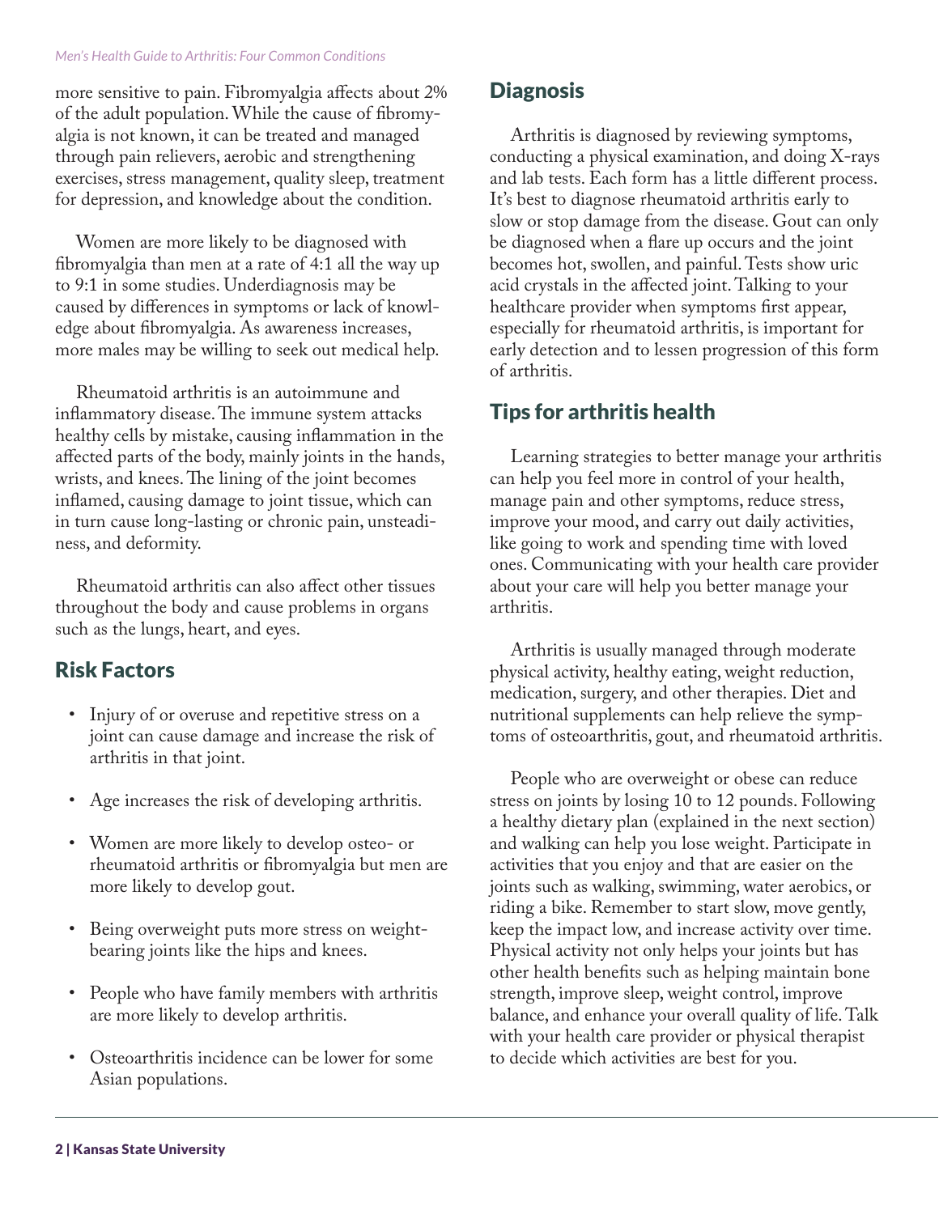more sensitive to pain. Fibromyalgia affects about 2% of the adult population. While the cause of fibromyalgia is not known, it can be treated and managed through pain relievers, aerobic and strengthening exercises, stress management, quality sleep, treatment for depression, and knowledge about the condition.

Women are more likely to be diagnosed with fibromyalgia than men at a rate of 4:1 all the way up to 9:1 in some studies. Underdiagnosis may be caused by differences in symptoms or lack of knowledge about fibromyalgia. As awareness increases, more males may be willing to seek out medical help.

Rheumatoid arthritis is an autoimmune and inflammatory disease. The immune system attacks healthy cells by mistake, causing inflammation in the affected parts of the body, mainly joints in the hands, wrists, and knees. The lining of the joint becomes inflamed, causing damage to joint tissue, which can in turn cause long-lasting or chronic pain, unsteadiness, and deformity.

Rheumatoid arthritis can also affect other tissues throughout the body and cause problems in organs such as the lungs, heart, and eyes.

## Risk Factors

- Injury of or overuse and repetitive stress on a joint can cause damage and increase the risk of arthritis in that joint.
- Age increases the risk of developing arthritis.
- Women are more likely to develop osteo- or rheumatoid arthritis or fibromyalgia but men are more likely to develop gout.
- Being overweight puts more stress on weight-bearing joints like the hips and knees.
- People who have family members with arthritis are more likely to develop arthritis.
- Osteoarthritis incidence can be lower for some Asian populations.

## Diagnosis

Arthritis is diagnosed by reviewing symptoms, conducting a physical examination, and doing X-rays and lab tests. Each form has a little different process. It's best to diagnose rheumatoid arthritis early to slow or stop damage from the disease. Gout can only be diagnosed when a flare up occurs and the joint becomes hot, swollen, and painful. Tests show uric acid crystals in the affected joint. Talking to your healthcare provider when symptoms first appear, especially for rheumatoid arthritis, is important for early detection and to lessen progression of this form of arthritis.

## Tips for arthritis health

Learning strategies to better manage your arthritis can help you feel more in control of your health, manage pain and other symptoms, reduce stress, improve your mood, and carry out daily activities, like going to work and spending time with loved ones. Communicating with your health care provider about your care will help you better manage your arthritis.

Arthritis is usually managed through moderate physical activity, healthy eating, weight reduction, medication, surgery, and other therapies. Diet and nutritional supplements can help relieve the symptoms of osteoarthritis, gout, and rheumatoid arthritis.

People who are overweight or obese can reduce stress on joints by losing 10 to 12 pounds. Following a healthy dietary plan (explained in the next section) and walking can help you lose weight. Participate in activities that you enjoy and that are easier on the joints such as walking, swimming, water aerobics, or riding a bike. Remember to start slow, move gently, keep the impact low, and increase activity over time. Physical activity not only helps your joints but has other health benefits such as helping maintain bone strength, improve sleep, weight control, improve balance, and enhance your overall quality of life. Talk with your health care provider or physical therapist to decide which activities are best for you.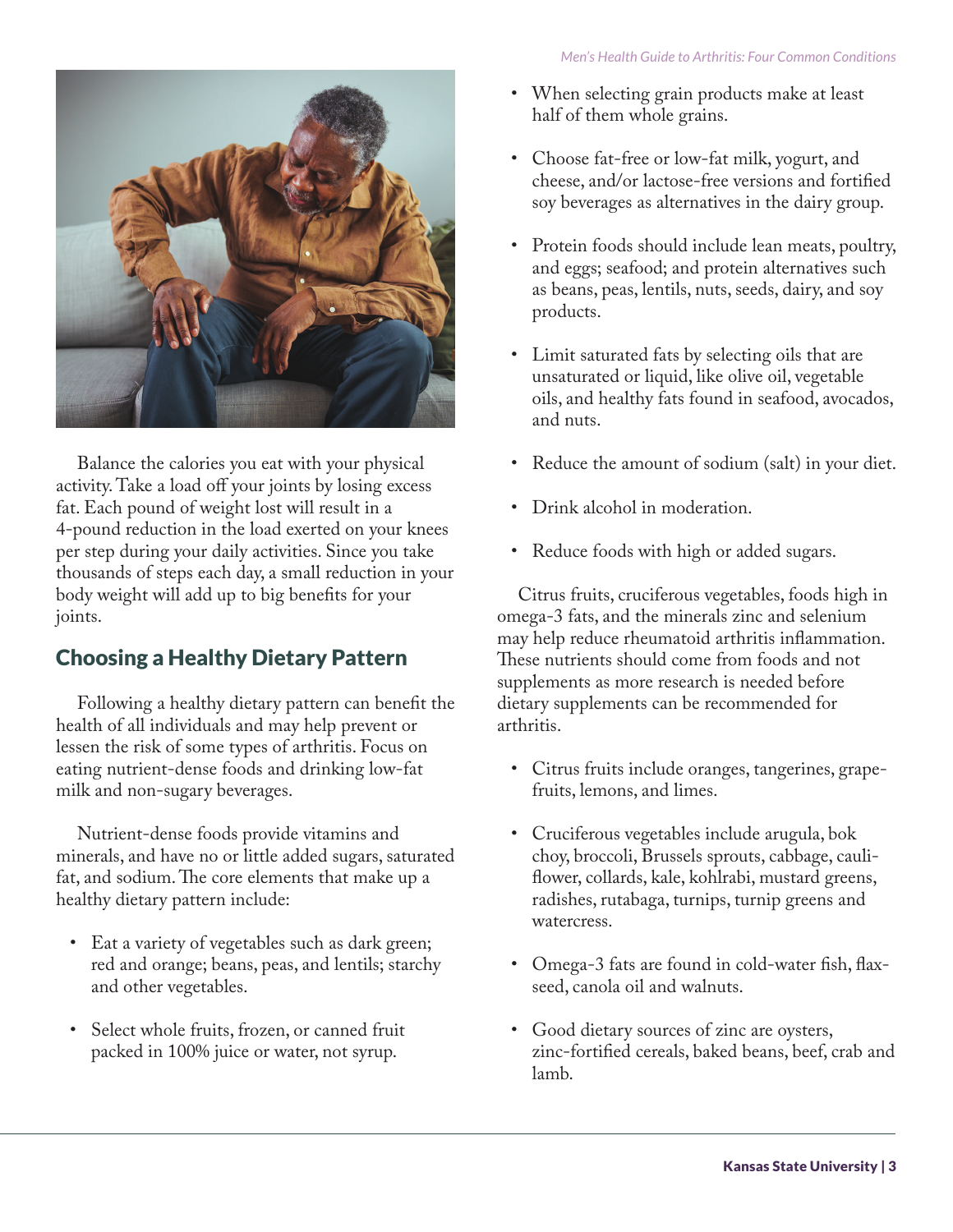Balance the calories you eat with your physical activity. Take a load off your joints by losing excess fat. Each pound of weight lost will result in a 4-pound reduction in the load exerted on your knees per step during your daily activities. Since you take thousands of steps each day, a small reduction in your body weight will add up to big benefits for your joints.

## Choosing a Healthy Dietary Pattern

Following a healthy dietary pattern can benefit the health of all individuals and may help prevent or lessen the risk of some types of arthritis. Focus on eating nutrient-dense foods and drinking low-fat milk and non-sugary beverages.

Nutrient-dense foods provide vitamins and minerals, and have no or little added sugars, saturated fat, and sodium. The core elements that make up a healthy dietary pattern include:

- Eat a variety of vegetables such as dark green; red and orange; beans, peas, and lentils; starchy and other vegetables.
- Select whole fruits, frozen, or canned fruit packed in 100% juice or water, not syrup.
- When selecting grain products make at least half of them whole grains.
- Choose fat-free or low-fat milk, yogurt, and cheese, and/or lactose-free versions and fortified soy beverages as alternatives in the dairy group.
- Protein foods should include lean meats, poultry, and eggs; seafood; and protein alternatives such as beans, peas, lentils, nuts, seeds, dairy, and soy products.
- Limit saturated fats by selecting oils that are unsaturated or liquid, like olive oil, vegetable oils, and healthy fats found in seafood, avocados, and nuts.
- Reduce the amount of sodium (salt) in your diet.
- Drink alcohol in moderation.
- Reduce foods with high or added sugars.

Citrus fruits, cruciferous vegetables, foods high in omega-3 fats, and the minerals zinc and selenium may help reduce rheumatoid arthritis inflammation. These nutrients should come from foods and not supplements as more research is needed before dietary supplements can be recommended for arthritis.

- Citrus fruits include oranges, tangerines, grapefruits, lemons, and limes.
- Cruciferous vegetables include arugula, bok choy, broccoli, Brussels sprouts, cabbage, cauliflower, collards, kale, kohlrabi, mustard greens, radishes, rutabaga, turnips, turnip greens and watercress.
- Omega-3 fats are found in cold-water fish, flaxseed, canola oil and walnuts.
- Good dietary sources of zinc are oysters, zinc-fortified cereals, baked beans, beef, crab and lamb.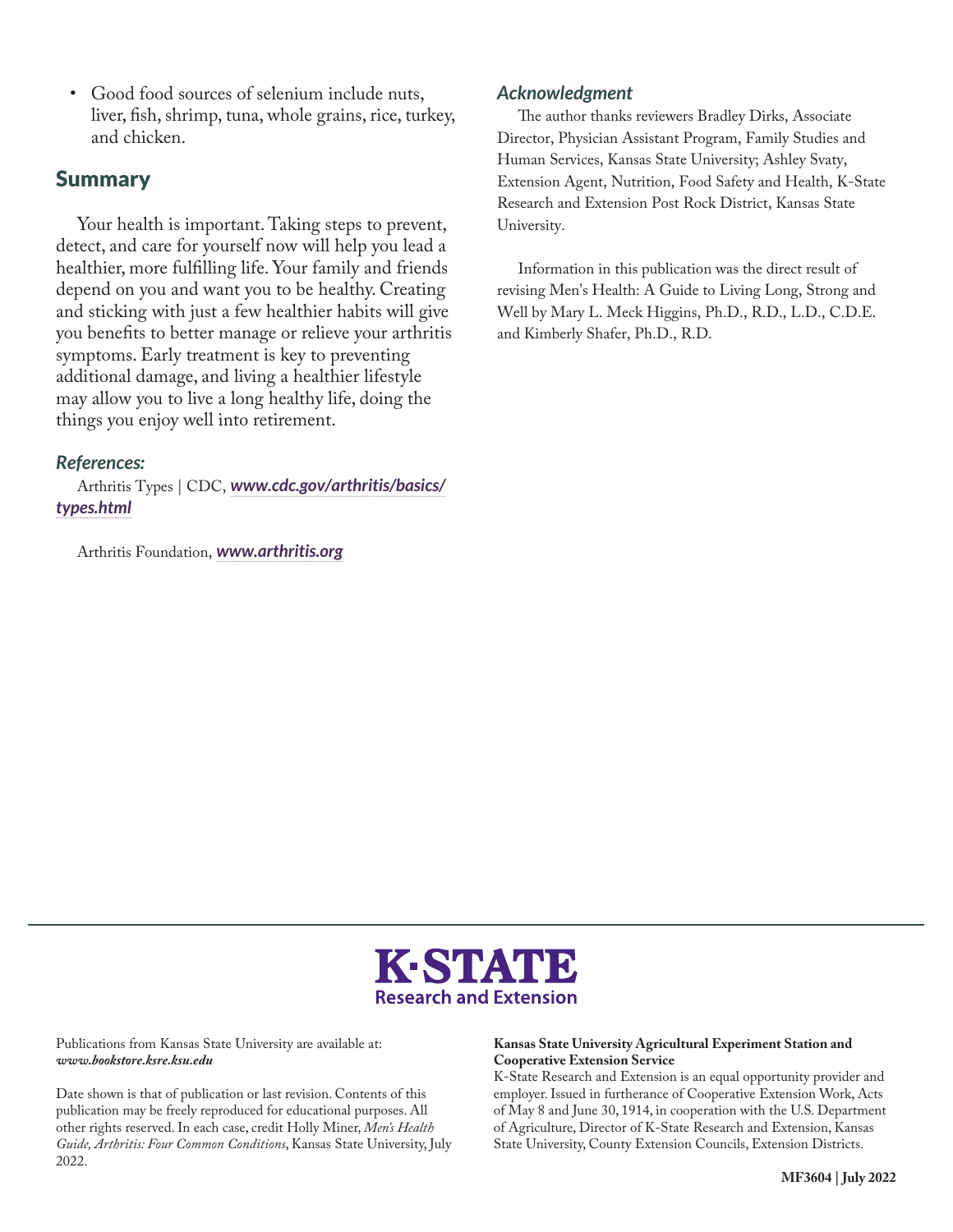- Good food sources of selenium include nuts, liver, fish, shrimp, tuna, whole grains, rice, turkey, and chicken.

## Summary

Your health is important. Taking steps to prevent, detect, and care for yourself now will help you lead a healthier, more fulfilling life. Your family and friends depend on you and want you to be healthy. Creating and sticking with just a few healthier habits will give you benefits to better manage or relieve your arthritis symptoms. Early treatment is key to preventing additional damage, and living a healthier lifestyle may allow you to live a long healthy life, doing the things you enjoy well into retirement.

### *References:*

Arthritis Types | CDC, ***www.cdc.gov/arthritis/basics/types.html***

Arthritis Foundation, ***www.arthritis.org***

### *Acknowledgment*

The author thanks reviewers Bradley Dirks, Associate Director, Physician Assistant Program, Family Studies and Human Services, Kansas State University; Ashley Svaty, Extension Agent, Nutrition, Food Safety and Health, K-State Research and Extension Post Rock District, Kansas State University.

Information in this publication was the direct result of revising Men's Health: A Guide to Living Long, Strong and Well by Mary L. Meck Higgins, Ph.D., R.D., L.D., C.D.E. and Kimberly Shafer, Ph.D., R.D.

K·STATE
Research and Extension

Publications from Kansas State University are available at: ***www.bookstore.ksre.ksu.edu***

Date shown is that of publication or last revision. Contents of this publication may be freely reproduced for educational purposes. All other rights reserved. In each case, credit Holly Miner, *Men's Health Guide, Arthritis: Four Common Conditions*, Kansas State University, July 2022.

**Kansas State University Agricultural Experiment Station and Cooperative Extension Service**
K-State Research and Extension is an equal opportunity provider and employer. Issued in furtherance of Cooperative Extension Work, Acts of May 8 and June 30, 1914, in cooperation with the U.S. Department of Agriculture, Director of K-State Research and Extension, Kansas State University, County Extension Councils, Extension Districts.

**MF3604 | July 2022**